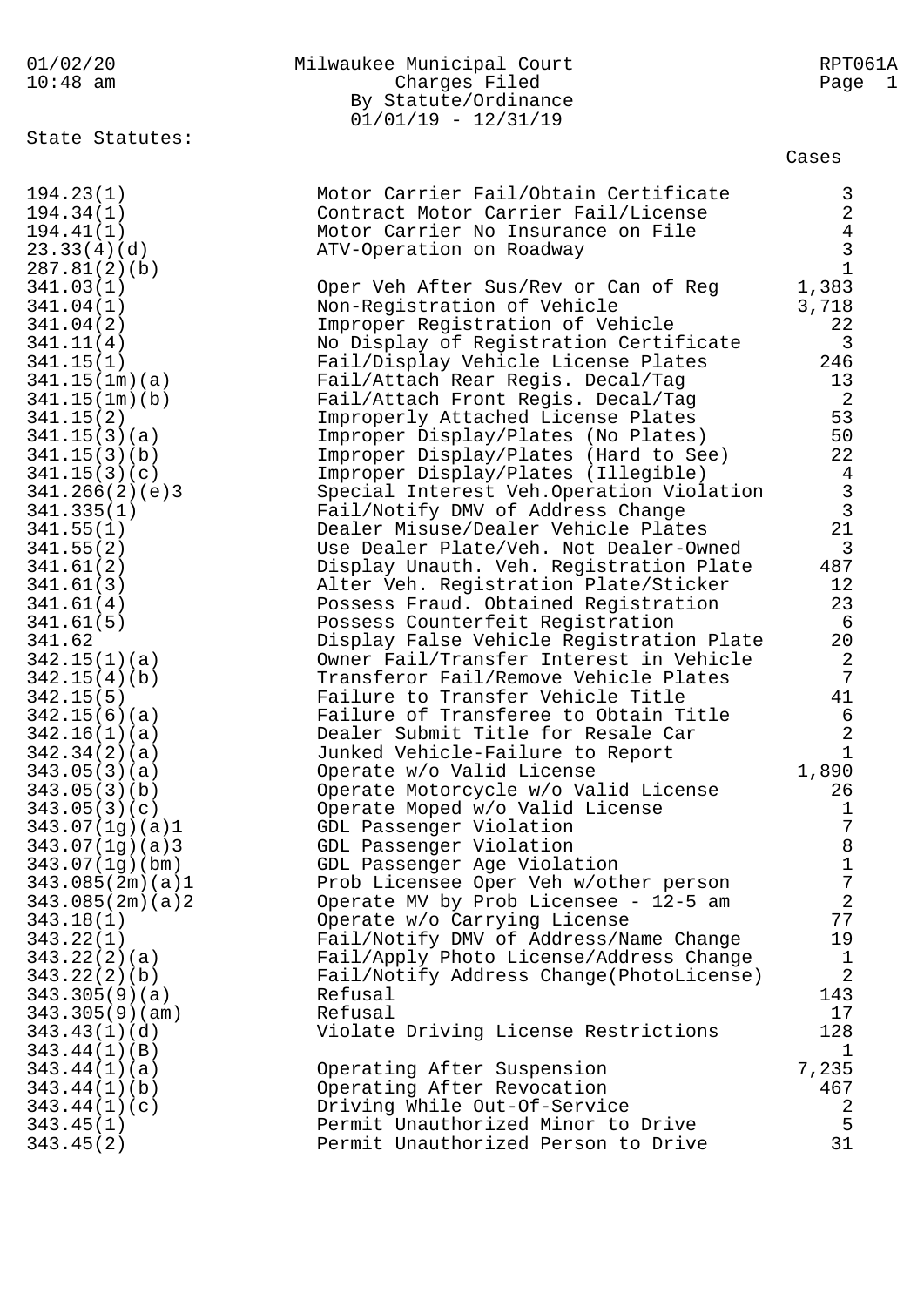# Milwaukee Municipal Court

## Charges Filed By Statute/Ordinance

01/01/19 - 12/31/19

01/02/20 10:48 am — RPT061A

### State Statutes:

| Statute | Description | Cases |
|---|---|---|
| 194.23(1) | Motor Carrier Fail/Obtain Certificate | 3 |
| 194.34(1) | Contract Motor Carrier Fail/License | 2 |
| 194.41(1) | Motor Carrier No Insurance on File | 4 |
| 23.33(4)(d) | ATV-Operation on Roadway | 3 |
| 287.81(2)(b) | | 1 |
| 341.03(1) | Oper Veh After Sus/Rev or Can of Reg | 1,383 |
| 341.04(1) | Non-Registration of Vehicle | 3,718 |
| 341.04(2) | Improper Registration of Vehicle | 22 |
| 341.11(4) | No Display of Registration Certificate | 3 |
| 341.15(1) | Fail/Display Vehicle License Plates | 246 |
| 341.15(1m)(a) | Fail/Attach Rear Regis. Decal/Tag | 13 |
| 341.15(1m)(b) | Fail/Attach Front Regis. Decal/Tag | 2 |
| 341.15(2) | Improperly Attached License Plates | 53 |
| 341.15(3)(a) | Improper Display/Plates (No Plates) | 50 |
| 341.15(3)(b) | Improper Display/Plates (Hard to See) | 22 |
| 341.15(3)(c) | Improper Display/Plates (Illegible) | 4 |
| 341.266(2)(e)3 | Special Interest Veh.Operation Violation | 3 |
| 341.335(1) | Fail/Notify DMV of Address Change | 3 |
| 341.55(1) | Dealer Misuse/Dealer Vehicle Plates | 21 |
| 341.55(2) | Use Dealer Plate/Veh. Not Dealer-Owned | 3 |
| 341.61(2) | Display Unauth. Veh. Registration Plate | 487 |
| 341.61(3) | Alter Veh. Registration Plate/Sticker | 12 |
| 341.61(4) | Possess Fraud. Obtained Registration | 23 |
| 341.61(5) | Possess Counterfeit Registration | 6 |
| 341.62 | Display False Vehicle Registration Plate | 20 |
| 342.15(1)(a) | Owner Fail/Transfer Interest in Vehicle | 2 |
| 342.15(4)(b) | Transferor Fail/Remove Vehicle Plates | 7 |
| 342.15(5) | Failure to Transfer Vehicle Title | 41 |
| 342.15(6)(a) | Failure of Transferee to Obtain Title | 6 |
| 342.16(1)(a) | Dealer Submit Title for Resale Car | 2 |
| 342.34(2)(a) | Junked Vehicle-Failure to Report | 1 |
| 343.05(3)(a) | Operate w/o Valid License | 1,890 |
| 343.05(3)(b) | Operate Motorcycle w/o Valid License | 26 |
| 343.05(3)(c) | Operate Moped w/o Valid License | 1 |
| 343.07(1g)(a)1 | GDL Passenger Violation | 7 |
| 343.07(1g)(a)3 | GDL Passenger Violation | 8 |
| 343.07(1g)(bm) | GDL Passenger Age Violation | 1 |
| 343.085(2m)(a)1 | Prob Licensee Oper Veh w/other person | 7 |
| 343.085(2m)(a)2 | Operate MV by Prob Licensee - 12-5 am | 2 |
| 343.18(1) | Operate w/o Carrying License | 77 |
| 343.22(1) | Fail/Notify DMV of Address/Name Change | 19 |
| 343.22(2)(a) | Fail/Apply Photo License/Address Change | 1 |
| 343.22(2)(b) | Fail/Notify Address Change(PhotoLicense) | 2 |
| 343.305(9)(a) | Refusal | 143 |
| 343.305(9)(am) | Refusal | 17 |
| 343.43(1)(d) | Violate Driving License Restrictions | 128 |
| 343.44(1)(B) | | 1 |
| 343.44(1)(a) | Operating After Suspension | 7,235 |
| 343.44(1)(b) | Operating After Revocation | 467 |
| 343.44(1)(c) | Driving While Out-Of-Service | 2 |
| 343.45(1) | Permit Unauthorized Minor to Drive | 5 |
| 343.45(2) | Permit Unauthorized Person to Drive | 31 |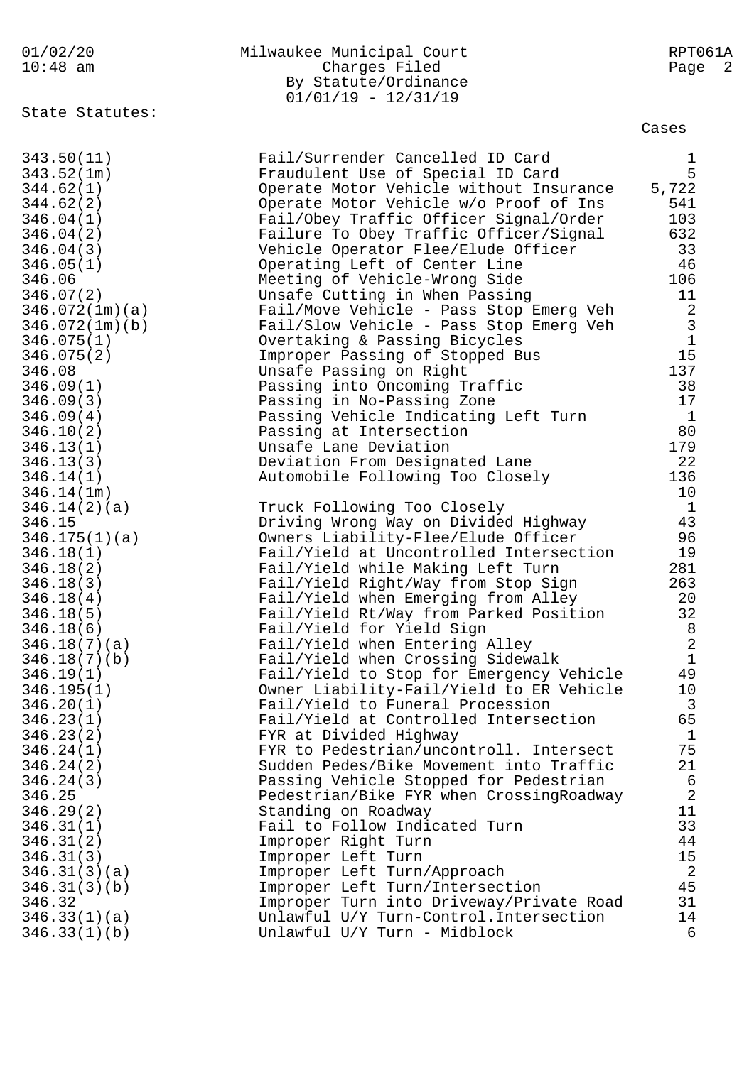Milwaukee Municipal Court
Charges Filed
By Statute/Ordinance
01/01/19 - 12/31/19

State Statutes:

| Statute | Description | Cases |
|---|---|---|
| 343.50(11) | Fail/Surrender Cancelled ID Card | 1 |
| 343.52(1m) | Fraudulent Use of Special ID Card | 5 |
| 344.62(1) | Operate Motor Vehicle without Insurance | 5,722 |
| 344.62(2) | Operate Motor Vehicle w/o Proof of Ins | 541 |
| 346.04(1) | Fail/Obey Traffic Officer Signal/Order | 103 |
| 346.04(2) | Failure To Obey Traffic Officer/Signal | 632 |
| 346.04(3) | Vehicle Operator Flee/Elude Officer | 33 |
| 346.05(1) | Operating Left of Center Line | 46 |
| 346.06 | Meeting of Vehicle-Wrong Side | 106 |
| 346.07(2) | Unsafe Cutting in When Passing | 11 |
| 346.072(1m)(a) | Fail/Move Vehicle - Pass Stop Emerg Veh | 2 |
| 346.072(1m)(b) | Fail/Slow Vehicle - Pass Stop Emerg Veh | 3 |
| 346.075(1) | Overtaking & Passing Bicycles | 1 |
| 346.075(2) | Improper Passing of Stopped Bus | 15 |
| 346.08 | Unsafe Passing on Right | 137 |
| 346.09(1) | Passing into Oncoming Traffic | 38 |
| 346.09(3) | Passing in No-Passing Zone | 17 |
| 346.09(4) | Passing Vehicle Indicating Left Turn | 1 |
| 346.10(2) | Passing at Intersection | 80 |
| 346.13(1) | Unsafe Lane Deviation | 179 |
| 346.13(3) | Deviation From Designated Lane | 22 |
| 346.14(1) | Automobile Following Too Closely | 136 |
| 346.14(1m) | | 10 |
| 346.14(2)(a) | Truck Following Too Closely | 1 |
| 346.15 | Driving Wrong Way on Divided Highway | 43 |
| 346.175(1)(a) | Owners Liability-Flee/Elude Officer | 96 |
| 346.18(1) | Fail/Yield at Uncontrolled Intersection | 19 |
| 346.18(2) | Fail/Yield while Making Left Turn | 281 |
| 346.18(3) | Fail/Yield Right/Way from Stop Sign | 263 |
| 346.18(4) | Fail/Yield when Emerging from Alley | 20 |
| 346.18(5) | Fail/Yield Rt/Way from Parked Position | 32 |
| 346.18(6) | Fail/Yield for Yield Sign | 8 |
| 346.18(7)(a) | Fail/Yield when Entering Alley | 2 |
| 346.18(7)(b) | Fail/Yield when Crossing Sidewalk | 1 |
| 346.19(1) | Fail/Yield to Stop for Emergency Vehicle | 49 |
| 346.195(1) | Owner Liability-Fail/Yield to ER Vehicle | 10 |
| 346.20(1) | Fail/Yield to Funeral Procession | 3 |
| 346.23(1) | Fail/Yield at Controlled Intersection | 65 |
| 346.23(2) | FYR at Divided Highway | 1 |
| 346.24(1) | FYR to Pedestrian/uncontroll. Intersect | 75 |
| 346.24(2) | Sudden Pedes/Bike Movement into Traffic | 21 |
| 346.24(3) | Passing Vehicle Stopped for Pedestrian | 6 |
| 346.25 | Pedestrian/Bike FYR when CrossingRoadway | 2 |
| 346.29(2) | Standing on Roadway | 11 |
| 346.31(1) | Fail to Follow Indicated Turn | 33 |
| 346.31(2) | Improper Right Turn | 44 |
| 346.31(3) | Improper Left Turn | 15 |
| 346.31(3)(a) | Improper Left Turn/Approach | 2 |
| 346.31(3)(b) | Improper Left Turn/Intersection | 45 |
| 346.32 | Improper Turn into Driveway/Private Road | 31 |
| 346.33(1)(a) | Unlawful U/Y Turn-Control.Intersection | 14 |
| 346.33(1)(b) | Unlawful U/Y Turn - Midblock | 6 |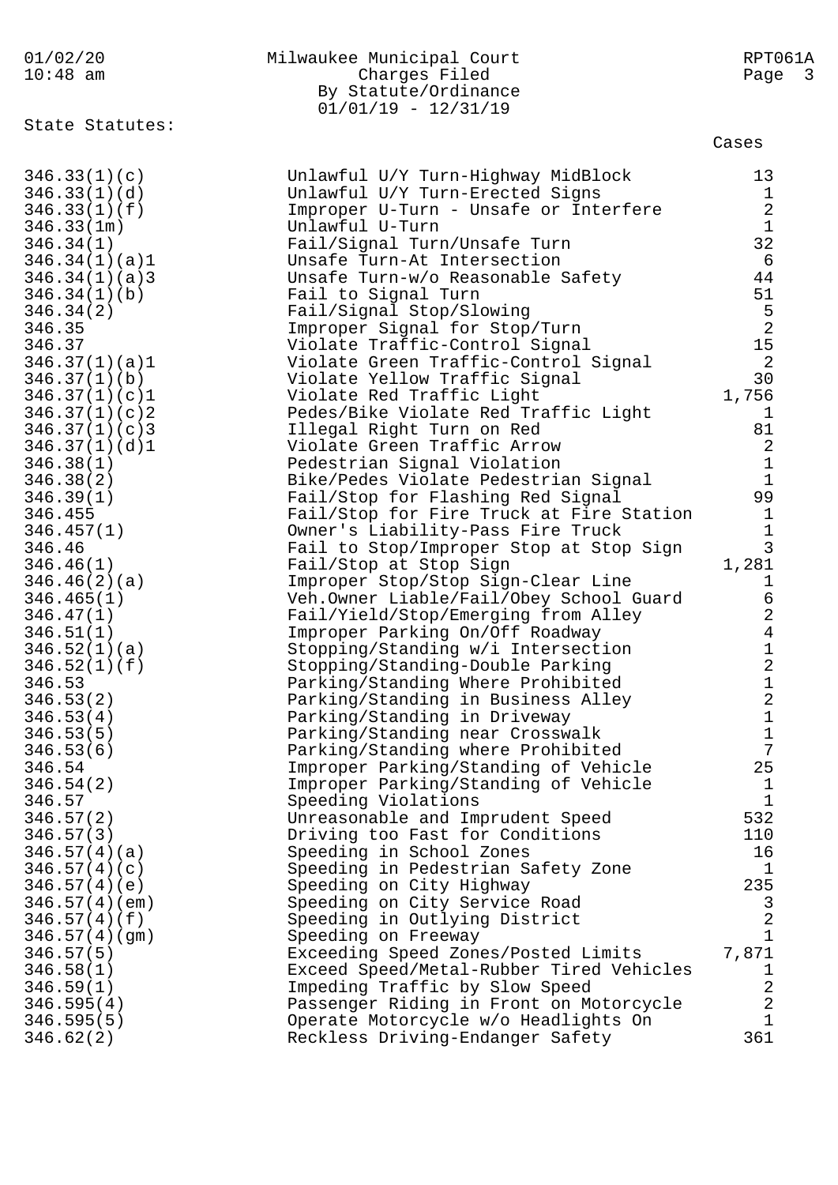Milwaukee Municipal Court
Charges Filed
By Statute/Ordinance
01/01/19 - 12/31/19

State Statutes:

| Statute | Description | Cases |
|---|---|---|
| 346.33(1)(c) | Unlawful U/Y Turn-Highway MidBlock | 13 |
| 346.33(1)(d) | Unlawful U/Y Turn-Erected Signs | 1 |
| 346.33(1)(f) | Improper U-Turn - Unsafe or Interfere | 2 |
| 346.33(1m) | Unlawful U-Turn | 1 |
| 346.34(1) | Fail/Signal Turn/Unsafe Turn | 32 |
| 346.34(1)(a)1 | Unsafe Turn-At Intersection | 6 |
| 346.34(1)(a)3 | Unsafe Turn-w/o Reasonable Safety | 44 |
| 346.34(1)(b) | Fail to Signal Turn | 51 |
| 346.34(2) | Fail/Signal Stop/Slowing | 5 |
| 346.35 | Improper Signal for Stop/Turn | 2 |
| 346.37 | Violate Traffic-Control Signal | 15 |
| 346.37(1)(a)1 | Violate Green Traffic-Control Signal | 2 |
| 346.37(1)(b) | Violate Yellow Traffic Signal | 30 |
| 346.37(1)(c)1 | Violate Red Traffic Light | 1,756 |
| 346.37(1)(c)2 | Pedes/Bike Violate Red Traffic Light | 1 |
| 346.37(1)(c)3 | Illegal Right Turn on Red | 81 |
| 346.37(1)(d)1 | Violate Green Traffic Arrow | 2 |
| 346.38(1) | Pedestrian Signal Violation | 1 |
| 346.38(2) | Bike/Pedes Violate Pedestrian Signal | 1 |
| 346.39(1) | Fail/Stop for Flashing Red Signal | 99 |
| 346.455 | Fail/Stop for Fire Truck at Fire Station | 1 |
| 346.457(1) | Owner's Liability-Pass Fire Truck | 1 |
| 346.46 | Fail to Stop/Improper Stop at Stop Sign | 3 |
| 346.46(1) | Fail/Stop at Stop Sign | 1,281 |
| 346.46(2)(a) | Improper Stop/Stop Sign-Clear Line | 1 |
| 346.465(1) | Veh.Owner Liable/Fail/Obey School Guard | 6 |
| 346.47(1) | Fail/Yield/Stop/Emerging from Alley | 2 |
| 346.51(1) | Improper Parking On/Off Roadway | 4 |
| 346.52(1)(a) | Stopping/Standing w/i Intersection | 1 |
| 346.52(1)(f) | Stopping/Standing-Double Parking | 2 |
| 346.53 | Parking/Standing Where Prohibited | 1 |
| 346.53(2) | Parking/Standing in Business Alley | 2 |
| 346.53(4) | Parking/Standing in Driveway | 1 |
| 346.53(5) | Parking/Standing near Crosswalk | 1 |
| 346.53(6) | Parking/Standing where Prohibited | 7 |
| 346.54 | Improper Parking/Standing of Vehicle | 25 |
| 346.54(2) | Improper Parking/Standing of Vehicle | 1 |
| 346.57 | Speeding Violations | 1 |
| 346.57(2) | Unreasonable and Imprudent Speed | 532 |
| 346.57(3) | Driving too Fast for Conditions | 110 |
| 346.57(4)(a) | Speeding in School Zones | 16 |
| 346.57(4)(c) | Speeding in Pedestrian Safety Zone | 1 |
| 346.57(4)(e) | Speeding on City Highway | 235 |
| 346.57(4)(em) | Speeding on City Service Road | 3 |
| 346.57(4)(f) | Speeding in Outlying District | 2 |
| 346.57(4)(gm) | Speeding on Freeway | 1 |
| 346.57(5) | Exceeding Speed Zones/Posted Limits | 7,871 |
| 346.58(1) | Exceed Speed/Metal-Rubber Tired Vehicles | 1 |
| 346.59(1) | Impeding Traffic by Slow Speed | 2 |
| 346.595(4) | Passenger Riding in Front on Motorcycle | 2 |
| 346.595(5) | Operate Motorcycle w/o Headlights On | 1 |
| 346.62(2) | Reckless Driving-Endanger Safety | 361 |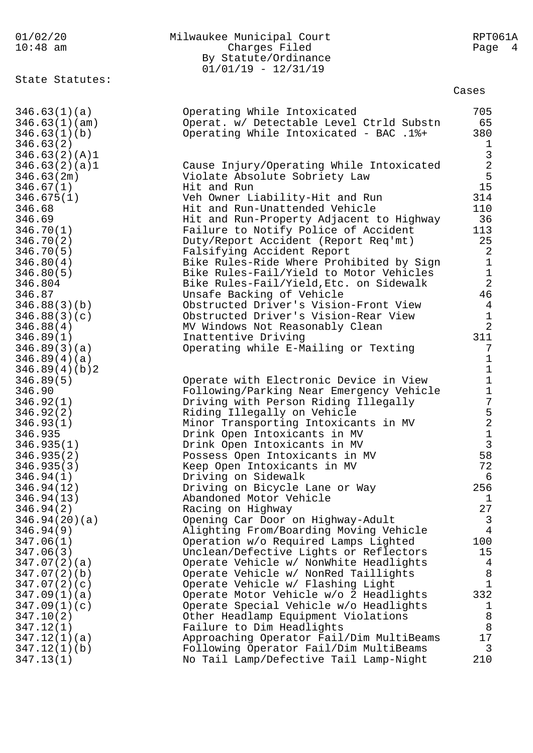Milwaukee Municipal Court
Charges Filed
By Statute/Ordinance
01/01/19 - 12/31/19

State Statutes:

| Statute | Description | Cases |
|---|---|---|
| 346.63(1)(a) | Operating While Intoxicated | 705 |
| 346.63(1)(am) | Operat. w/ Detectable Level Ctrld Substn | 65 |
| 346.63(1)(b) | Operating While Intoxicated - BAC .1%+ | 380 |
| 346.63(2) | | 1 |
| 346.63(2)(A)1 | | 3 |
| 346.63(2)(a)1 | Cause Injury/Operating While Intoxicated | 2 |
| 346.63(2m) | Violate Absolute Sobriety Law | 5 |
| 346.67(1) | Hit and Run | 15 |
| 346.675(1) | Veh Owner Liability-Hit and Run | 314 |
| 346.68 | Hit and Run-Unattended Vehicle | 110 |
| 346.69 | Hit and Run-Property Adjacent to Highway | 36 |
| 346.70(1) | Failure to Notify Police of Accident | 113 |
| 346.70(2) | Duty/Report Accident (Report Req'mt) | 25 |
| 346.70(5) | Falsifying Accident Report | 2 |
| 346.80(4) | Bike Rules-Ride Where Prohibited by Sign | 1 |
| 346.80(5) | Bike Rules-Fail/Yield to Motor Vehicles | 1 |
| 346.804 | Bike Rules-Fail/Yield,Etc. on Sidewalk | 2 |
| 346.87 | Unsafe Backing of Vehicle | 46 |
| 346.88(3)(b) | Obstructed Driver's Vision-Front View | 4 |
| 346.88(3)(c) | Obstructed Driver's Vision-Rear View | 1 |
| 346.88(4) | MV Windows Not Reasonably Clean | 2 |
| 346.89(1) | Inattentive Driving | 311 |
| 346.89(3)(a) | Operating while E-Mailing or Texting | 7 |
| 346.89(4)(a) | | 1 |
| 346.89(4)(b)2 | | 1 |
| 346.89(5) | Operate with Electronic Device in View | 1 |
| 346.90 | Following/Parking Near Emergency Vehicle | 1 |
| 346.92(1) | Driving with Person Riding Illegally | 7 |
| 346.92(2) | Riding Illegally on Vehicle | 5 |
| 346.93(1) | Minor Transporting Intoxicants in MV | 2 |
| 346.935 | Drink Open Intoxicants in MV | 1 |
| 346.935(1) | Drink Open Intoxicants in MV | 3 |
| 346.935(2) | Possess Open Intoxicants in MV | 58 |
| 346.935(3) | Keep Open Intoxicants in MV | 72 |
| 346.94(1) | Driving on Sidewalk | 6 |
| 346.94(12) | Driving on Bicycle Lane or Way | 256 |
| 346.94(13) | Abandoned Motor Vehicle | 1 |
| 346.94(2) | Racing on Highway | 27 |
| 346.94(20)(a) | Opening Car Door on Highway-Adult | 3 |
| 346.94(9) | Alighting From/Boarding Moving Vehicle | 4 |
| 347.06(1) | Operation w/o Required Lamps Lighted | 100 |
| 347.06(3) | Unclean/Defective Lights or Reflectors | 15 |
| 347.07(2)(a) | Operate Vehicle w/ NonWhite Headlights | 4 |
| 347.07(2)(b) | Operate Vehicle w/ NonRed Taillights | 8 |
| 347.07(2)(c) | Operate Vehicle w/ Flashing Light | 1 |
| 347.09(1)(a) | Operate Motor Vehicle w/o 2 Headlights | 332 |
| 347.09(1)(c) | Operate Special Vehicle w/o Headlights | 1 |
| 347.10(2) | Other Headlamp Equipment Violations | 8 |
| 347.12(1) | Failure to Dim Headlights | 8 |
| 347.12(1)(a) | Approaching Operator Fail/Dim MultiBeams | 17 |
| 347.12(1)(b) | Following Operator Fail/Dim MultiBeams | 3 |
| 347.13(1) | No Tail Lamp/Defective Tail Lamp-Night | 210 |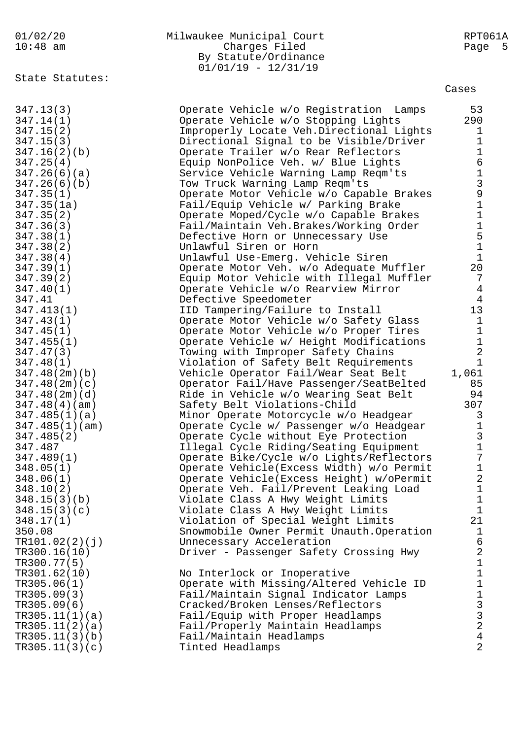Milwaukee Municipal Court
Charges Filed
By Statute/Ordinance
01/01/19 - 12/31/19

State Statutes:

| Statute | Description | Cases |
|---|---|---|
| 347.13(3) | Operate Vehicle w/o Registration Lamps | 53 |
| 347.14(1) | Operate Vehicle w/o Stopping Lights | 290 |
| 347.15(2) | Improperly Locate Veh.Directional Lights | 1 |
| 347.15(3) | Directional Signal to be Visible/Driver | 1 |
| 347.16(2)(b) | Operate Trailer w/o Rear Reflectors | 1 |
| 347.25(4) | Equip NonPolice Veh. w/ Blue Lights | 6 |
| 347.26(6)(a) | Service Vehicle Warning Lamp Reqm'ts | 1 |
| 347.26(6)(b) | Tow Truck Warning Lamp Reqm'ts | 3 |
| 347.35(1) | Operate Motor Vehicle w/o Capable Brakes | 9 |
| 347.35(1a) | Fail/Equip Vehicle w/ Parking Brake | 1 |
| 347.35(2) | Operate Moped/Cycle w/o Capable Brakes | 1 |
| 347.36(3) | Fail/Maintain Veh.Brakes/Working Order | 1 |
| 347.38(1) | Defective Horn or Unnecessary Use | 5 |
| 347.38(2) | Unlawful Siren or Horn | 1 |
| 347.38(4) | Unlawful Use-Emerg. Vehicle Siren | 1 |
| 347.39(1) | Operate Motor Veh. w/o Adequate Muffler | 20 |
| 347.39(2) | Equip Motor Vehicle with Illegal Muffler | 7 |
| 347.40(1) | Operate Vehicle w/o Rearview Mirror | 4 |
| 347.41 | Defective Speedometer | 4 |
| 347.413(1) | IID Tampering/Failure to Install | 13 |
| 347.43(1) | Operate Motor Vehicle w/o Safety Glass | 1 |
| 347.45(1) | Operate Motor Vehicle w/o Proper Tires | 1 |
| 347.455(1) | Operate Vehicle w/ Height Modifications | 1 |
| 347.47(3) | Towing with Improper Safety Chains | 2 |
| 347.48(1) | Violation of Safety Belt Requirements | 1 |
| 347.48(2m)(b) | Vehicle Operator Fail/Wear Seat Belt | 1,061 |
| 347.48(2m)(c) | Operator Fail/Have Passenger/SeatBelted | 85 |
| 347.48(2m)(d) | Ride in Vehicle w/o Wearing Seat Belt | 94 |
| 347.48(4)(am) | Safety Belt Violations-Child | 307 |
| 347.485(1)(a) | Minor Operate Motorcycle w/o Headgear | 3 |
| 347.485(1)(am) | Operate Cycle w/ Passenger w/o Headgear | 1 |
| 347.485(2) | Operate Cycle without Eye Protection | 3 |
| 347.487 | Illegal Cycle Riding/Seating Equipment | 1 |
| 347.489(1) | Operate Bike/Cycle w/o Lights/Reflectors | 7 |
| 348.05(1) | Operate Vehicle(Excess Width) w/o Permit | 1 |
| 348.06(1) | Operate Vehicle(Excess Height) w/oPermit | 2 |
| 348.10(2) | Operate Veh. Fail/Prevent Leaking Load | 1 |
| 348.15(3)(b) | Violate Class A Hwy Weight Limits | 1 |
| 348.15(3)(c) | Violate Class A Hwy Weight Limits | 1 |
| 348.17(1) | Violation of Special Weight Limits | 21 |
| 350.08 | Snowmobile Owner Permit Unauth.Operation | 1 |
| TR101.02(2)(j) | Unnecessary Acceleration | 6 |
| TR300.16(10) | Driver - Passenger Safety Crossing Hwy | 2 |
| TR300.77(5) | | 1 |
| TR301.62(10) | No Interlock or Inoperative | 1 |
| TR305.06(1) | Operate with Missing/Altered Vehicle ID | 1 |
| TR305.09(3) | Fail/Maintain Signal Indicator Lamps | 1 |
| TR305.09(6) | Cracked/Broken Lenses/Reflectors | 3 |
| TR305.11(1)(a) | Fail/Equip with Proper Headlamps | 3 |
| TR305.11(2)(a) | Fail/Properly Maintain Headlamps | 2 |
| TR305.11(3)(b) | Fail/Maintain Headlamps | 4 |
| TR305.11(3)(c) | Tinted Headlamps | 2 |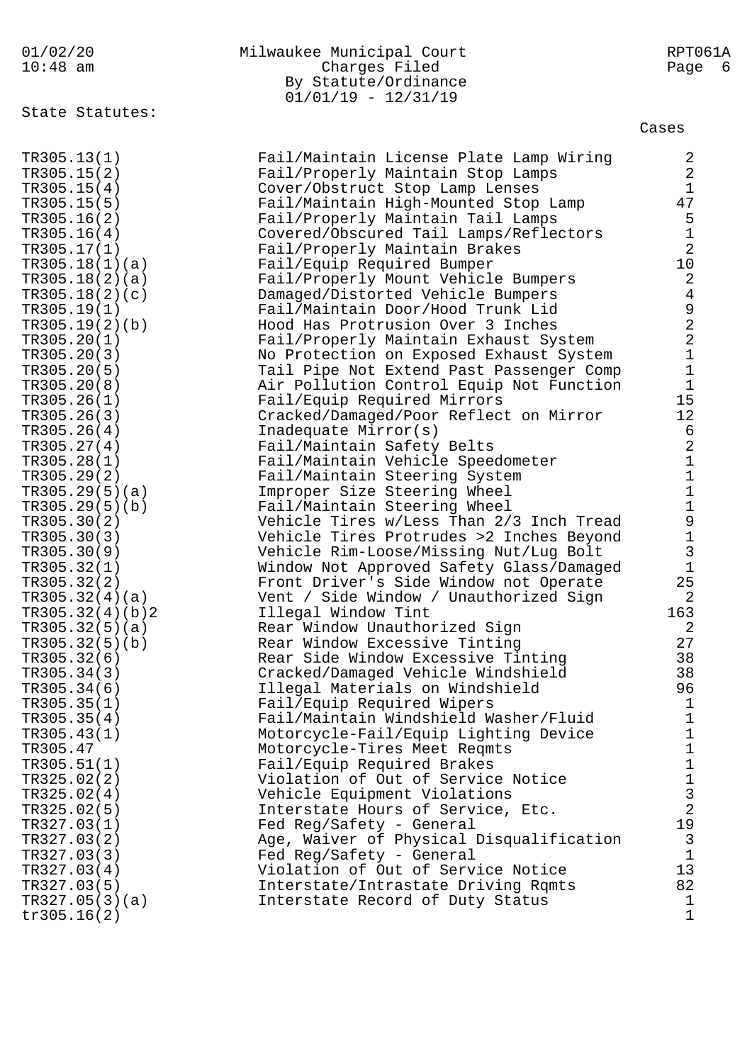Milwaukee Municipal Court
Charges Filed
By Statute/Ordinance
01/01/19 - 12/31/19

State Statutes:

| Statute | Description | Cases |
|---|---|---|
| TR305.13(1) | Fail/Maintain License Plate Lamp Wiring | 2 |
| TR305.15(2) | Fail/Properly Maintain Stop Lamps | 2 |
| TR305.15(4) | Cover/Obstruct Stop Lamp Lenses | 1 |
| TR305.15(5) | Fail/Maintain High-Mounted Stop Lamp | 47 |
| TR305.16(2) | Fail/Properly Maintain Tail Lamps | 5 |
| TR305.16(4) | Covered/Obscured Tail Lamps/Reflectors | 1 |
| TR305.17(1) | Fail/Properly Maintain Brakes | 2 |
| TR305.18(1)(a) | Fail/Equip Required Bumper | 10 |
| TR305.18(2)(a) | Fail/Properly Mount Vehicle Bumpers | 2 |
| TR305.18(2)(c) | Damaged/Distorted Vehicle Bumpers | 4 |
| TR305.19(1) | Fail/Maintain Door/Hood Trunk Lid | 9 |
| TR305.19(2)(b) | Hood Has Protrusion Over 3 Inches | 2 |
| TR305.20(1) | Fail/Properly Maintain Exhaust System | 2 |
| TR305.20(3) | No Protection on Exposed Exhaust System | 1 |
| TR305.20(5) | Tail Pipe Not Extend Past Passenger Comp | 1 |
| TR305.20(8) | Air Pollution Control Equip Not Function | 1 |
| TR305.26(1) | Fail/Equip Required Mirrors | 15 |
| TR305.26(3) | Cracked/Damaged/Poor Reflect on Mirror | 12 |
| TR305.26(4) | Inadequate Mirror(s) | 6 |
| TR305.27(4) | Fail/Maintain Safety Belts | 2 |
| TR305.28(1) | Fail/Maintain Vehicle Speedometer | 1 |
| TR305.29(2) | Fail/Maintain Steering System | 1 |
| TR305.29(5)(a) | Improper Size Steering Wheel | 1 |
| TR305.29(5)(b) | Fail/Maintain Steering Wheel | 1 |
| TR305.30(2) | Vehicle Tires w/Less Than 2/3 Inch Tread | 9 |
| TR305.30(3) | Vehicle Tires Protrudes >2 Inches Beyond | 1 |
| TR305.30(9) | Vehicle Rim-Loose/Missing Nut/Lug Bolt | 3 |
| TR305.32(1) | Window Not Approved Safety Glass/Damaged | 1 |
| TR305.32(2) | Front Driver's Side Window not Operate | 25 |
| TR305.32(4)(a) | Vent / Side Window / Unauthorized Sign | 2 |
| TR305.32(4)(b)2 | Illegal Window Tint | 163 |
| TR305.32(5)(a) | Rear Window Unauthorized Sign | 2 |
| TR305.32(5)(b) | Rear Window Excessive Tinting | 27 |
| TR305.32(6) | Rear Side Window Excessive Tinting | 38 |
| TR305.34(3) | Cracked/Damaged Vehicle Windshield | 38 |
| TR305.34(6) | Illegal Materials on Windshield | 96 |
| TR305.35(1) | Fail/Equip Required Wipers | 1 |
| TR305.35(4) | Fail/Maintain Windshield Washer/Fluid | 1 |
| TR305.43(1) | Motorcycle-Fail/Equip Lighting Device | 1 |
| TR305.47 | Motorcycle-Tires Meet Reqmts | 1 |
| TR305.51(1) | Fail/Equip Required Brakes | 1 |
| TR325.02(2) | Violation of Out of Service Notice | 1 |
| TR325.02(4) | Vehicle Equipment Violations | 3 |
| TR325.02(5) | Interstate Hours of Service, Etc. | 2 |
| TR327.03(1) | Fed Reg/Safety - General | 19 |
| TR327.03(2) | Age, Waiver of Physical Disqualification | 3 |
| TR327.03(3) | Fed Reg/Safety - General | 1 |
| TR327.03(4) | Violation of Out of Service Notice | 13 |
| TR327.03(5) | Interstate/Intrastate Driving Rqmts | 82 |
| TR327.05(3)(a) | Interstate Record of Duty Status | 1 |
| tr305.16(2) | | 1 |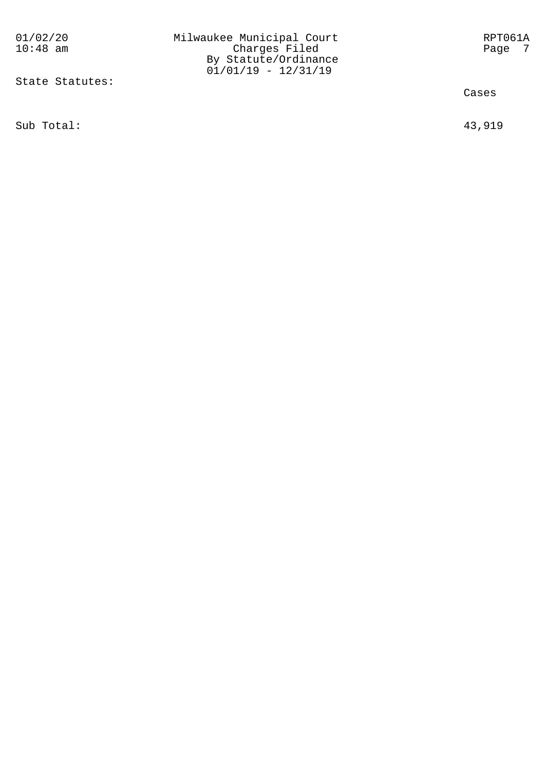State Statutes:

| | Cases |
|---|---|
| Sub Total: | 43,919 |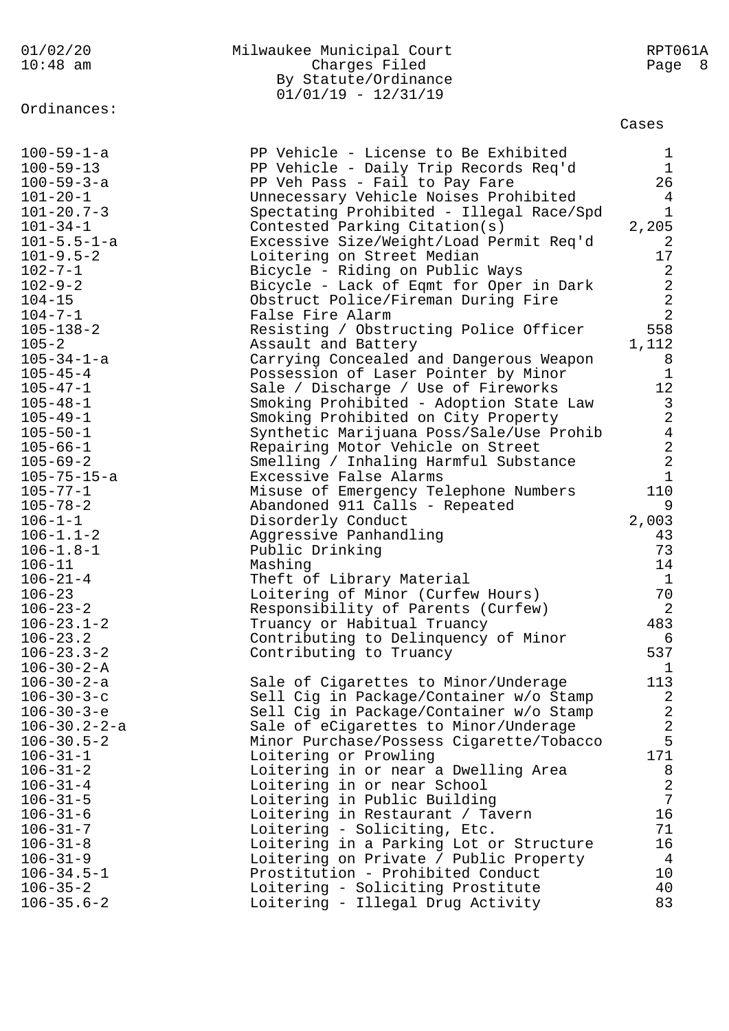Milwaukee Municipal Court
Charges Filed
By Statute/Ordinance
01/01/19 - 12/31/19

Ordinances:

| Ordinance | Description | Cases |
|---|---|---|
| 100-59-1-a | PP Vehicle - License to Be Exhibited | 1 |
| 100-59-13 | PP Vehicle - Daily Trip Records Req'd | 1 |
| 100-59-3-a | PP Veh Pass - Fail to Pay Fare | 26 |
| 101-20-1 | Unnecessary Vehicle Noises Prohibited | 4 |
| 101-20.7-3 | Spectating Prohibited - Illegal Race/Spd | 1 |
| 101-34-1 | Contested Parking Citation(s) | 2,205 |
| 101-5.5-1-a | Excessive Size/Weight/Load Permit Req'd | 2 |
| 101-9.5-2 | Loitering on Street Median | 17 |
| 102-7-1 | Bicycle - Riding on Public Ways | 2 |
| 102-9-2 | Bicycle - Lack of Eqmt for Oper in Dark | 2 |
| 104-15 | Obstruct Police/Fireman During Fire | 2 |
| 104-7-1 | False Fire Alarm | 2 |
| 105-138-2 | Resisting / Obstructing Police Officer | 558 |
| 105-2 | Assault and Battery | 1,112 |
| 105-34-1-a | Carrying Concealed and Dangerous Weapon | 8 |
| 105-45-4 | Possession of Laser Pointer by Minor | 1 |
| 105-47-1 | Sale / Discharge / Use of Fireworks | 12 |
| 105-48-1 | Smoking Prohibited - Adoption State Law | 3 |
| 105-49-1 | Smoking Prohibited on City Property | 2 |
| 105-50-1 | Synthetic Marijuana Poss/Sale/Use Prohib | 4 |
| 105-66-1 | Repairing Motor Vehicle on Street | 2 |
| 105-69-2 | Smelling / Inhaling Harmful Substance | 2 |
| 105-75-15-a | Excessive False Alarms | 1 |
| 105-77-1 | Misuse of Emergency Telephone Numbers | 110 |
| 105-78-2 | Abandoned 911 Calls - Repeated | 9 |
| 106-1-1 | Disorderly Conduct | 2,003 |
| 106-1.1-2 | Aggressive Panhandling | 43 |
| 106-1.8-1 | Public Drinking | 73 |
| 106-11 | Mashing | 14 |
| 106-21-4 | Theft of Library Material | 1 |
| 106-23 | Loitering of Minor (Curfew Hours) | 70 |
| 106-23-2 | Responsibility of Parents (Curfew) | 2 |
| 106-23.1-2 | Truancy or Habitual Truancy | 483 |
| 106-23.2 | Contributing to Delinquency of Minor | 6 |
| 106-23.3-2 | Contributing to Truancy | 537 |
| 106-30-2-A | | 1 |
| 106-30-2-a | Sale of Cigarettes to Minor/Underage | 113 |
| 106-30-3-c | Sell Cig in Package/Container w/o Stamp | 2 |
| 106-30-3-e | Sell Cig in Package/Container w/o Stamp | 2 |
| 106-30.2-2-a | Sale of eCigarettes to Minor/Underage | 2 |
| 106-30.5-2 | Minor Purchase/Possess Cigarette/Tobacco | 5 |
| 106-31-1 | Loitering or Prowling | 171 |
| 106-31-2 | Loitering in or near a Dwelling Area | 8 |
| 106-31-4 | Loitering in or near School | 2 |
| 106-31-5 | Loitering in Public Building | 7 |
| 106-31-6 | Loitering in Restaurant / Tavern | 16 |
| 106-31-7 | Loitering - Soliciting, Etc. | 71 |
| 106-31-8 | Loitering in a Parking Lot or Structure | 16 |
| 106-31-9 | Loitering on Private / Public Property | 4 |
| 106-34.5-1 | Prostitution - Prohibited Conduct | 10 |
| 106-35-2 | Loitering - Soliciting Prostitute | 40 |
| 106-35.6-2 | Loitering - Illegal Drug Activity | 83 |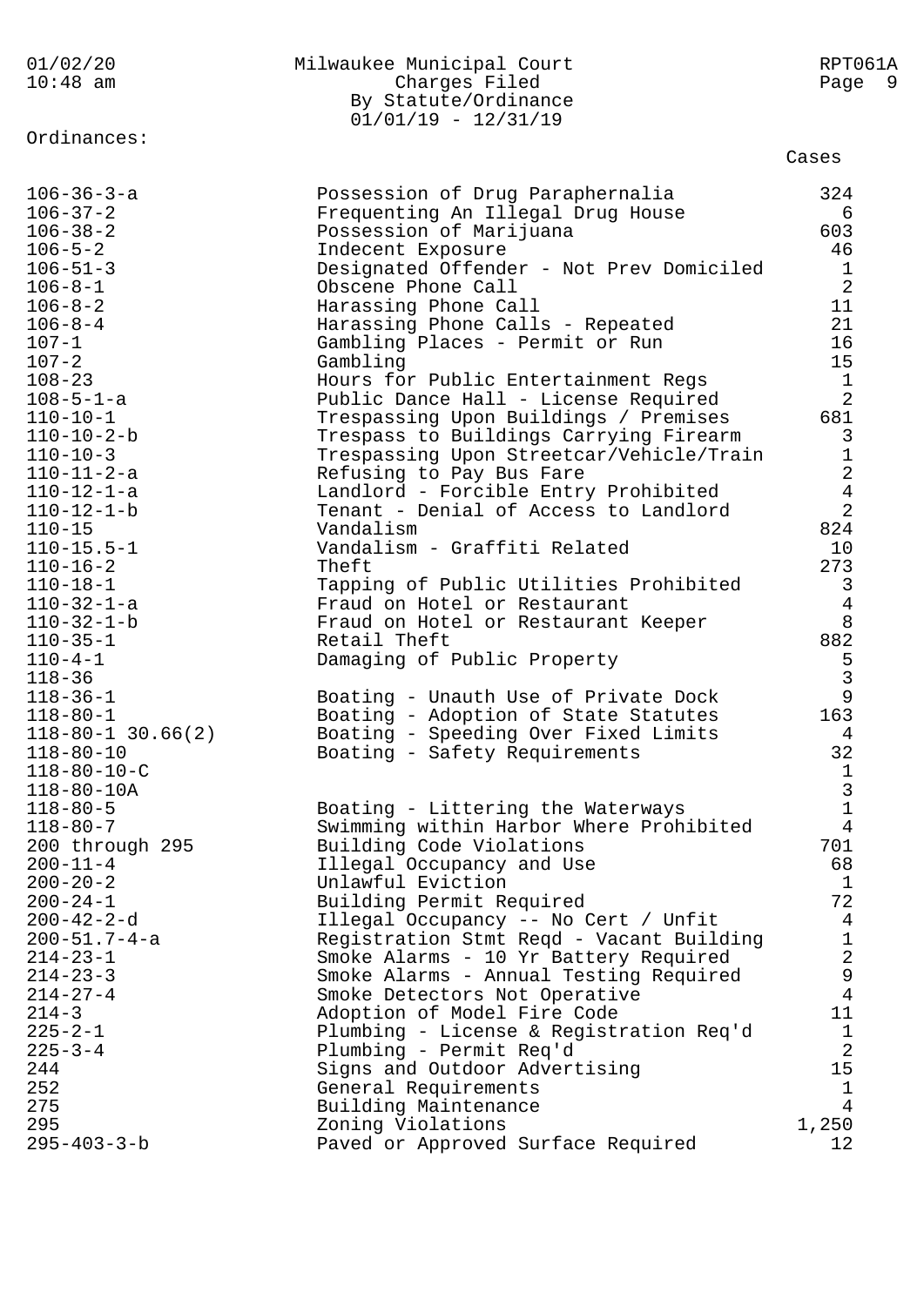Milwaukee Municipal Court
Charges Filed
By Statute/Ordinance
01/01/19 - 12/31/19

Ordinances:

| Ordinance | Description | Cases |
|---|---|---|
| 106-36-3-a | Possession of Drug Paraphernalia | 324 |
| 106-37-2 | Frequenting An Illegal Drug House | 6 |
| 106-38-2 | Possession of Marijuana | 603 |
| 106-5-2 | Indecent Exposure | 46 |
| 106-51-3 | Designated Offender - Not Prev Domiciled | 1 |
| 106-8-1 | Obscene Phone Call | 2 |
| 106-8-2 | Harassing Phone Call | 11 |
| 106-8-4 | Harassing Phone Calls - Repeated | 21 |
| 107-1 | Gambling Places - Permit or Run | 16 |
| 107-2 | Gambling | 15 |
| 108-23 | Hours for Public Entertainment Regs | 1 |
| 108-5-1-a | Public Dance Hall - License Required | 2 |
| 110-10-1 | Trespassing Upon Buildings / Premises | 681 |
| 110-10-2-b | Trespass to Buildings Carrying Firearm | 3 |
| 110-10-3 | Trespassing Upon Streetcar/Vehicle/Train | 1 |
| 110-11-2-a | Refusing to Pay Bus Fare | 2 |
| 110-12-1-a | Landlord - Forcible Entry Prohibited | 4 |
| 110-12-1-b | Tenant - Denial of Access to Landlord | 2 |
| 110-15 | Vandalism | 824 |
| 110-15.5-1 | Vandalism - Graffiti Related | 10 |
| 110-16-2 | Theft | 273 |
| 110-18-1 | Tapping of Public Utilities Prohibited | 3 |
| 110-32-1-a | Fraud on Hotel or Restaurant | 4 |
| 110-32-1-b | Fraud on Hotel or Restaurant Keeper | 8 |
| 110-35-1 | Retail Theft | 882 |
| 110-4-1 | Damaging of Public Property | 5 |
| 118-36 | | 3 |
| 118-36-1 | Boating - Unauth Use of Private Dock | 9 |
| 118-80-1 | Boating - Adoption of State Statutes | 163 |
| 118-80-1 30.66(2) | Boating - Speeding Over Fixed Limits | 4 |
| 118-80-10 | Boating - Safety Requirements | 32 |
| 118-80-10-C | | 1 |
| 118-80-10A | | 3 |
| 118-80-5 | Boating - Littering the Waterways | 1 |
| 118-80-7 | Swimming within Harbor Where Prohibited | 4 |
| 200 through 295 | Building Code Violations | 701 |
| 200-11-4 | Illegal Occupancy and Use | 68 |
| 200-20-2 | Unlawful Eviction | 1 |
| 200-24-1 | Building Permit Required | 72 |
| 200-42-2-d | Illegal Occupancy -- No Cert / Unfit | 4 |
| 200-51.7-4-a | Registration Stmt Reqd - Vacant Building | 1 |
| 214-23-1 | Smoke Alarms - 10 Yr Battery Required | 2 |
| 214-23-3 | Smoke Alarms - Annual Testing Required | 9 |
| 214-27-4 | Smoke Detectors Not Operative | 4 |
| 214-3 | Adoption of Model Fire Code | 11 |
| 225-2-1 | Plumbing - License & Registration Req'd | 1 |
| 225-3-4 | Plumbing - Permit Req'd | 2 |
| 244 | Signs and Outdoor Advertising | 15 |
| 252 | General Requirements | 1 |
| 275 | Building Maintenance | 4 |
| 295 | Zoning Violations | 1,250 |
| 295-403-3-b | Paved or Approved Surface Required | 12 |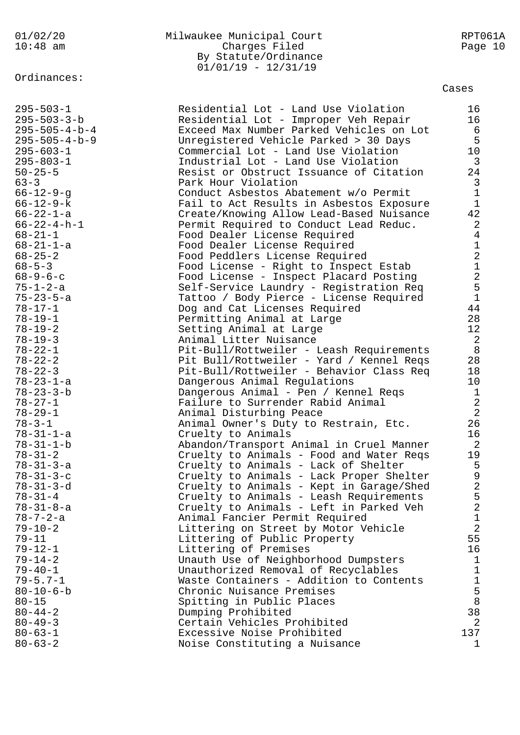Milwaukee Municipal Court
Charges Filed
By Statute/Ordinance
01/01/19 - 12/31/19

Ordinances:

| Ordinance | Description | Cases |
|---|---|---|
| 295-503-1 | Residential Lot - Land Use Violation | 16 |
| 295-503-3-b | Residential Lot - Improper Veh Repair | 16 |
| 295-505-4-b-4 | Exceed Max Number Parked Vehicles on Lot | 6 |
| 295-505-4-b-9 | Unregistered Vehicle Parked > 30 Days | 5 |
| 295-603-1 | Commercial Lot - Land Use Violation | 10 |
| 295-803-1 | Industrial Lot - Land Use Violation | 3 |
| 50-25-5 | Resist or Obstruct Issuance of Citation | 24 |
| 63-3 | Park Hour Violation | 3 |
| 66-12-9-g | Conduct Asbestos Abatement w/o Permit | 1 |
| 66-12-9-k | Fail to Act Results in Asbestos Exposure | 1 |
| 66-22-1-a | Create/Knowing Allow Lead-Based Nuisance | 42 |
| 66-22-4-h-1 | Permit Required to Conduct Lead Reduc. | 2 |
| 68-21-1 | Food Dealer License Required | 4 |
| 68-21-1-a | Food Dealer License Required | 1 |
| 68-25-2 | Food Peddlers License Required | 2 |
| 68-5-3 | Food License - Right to Inspect Estab | 1 |
| 68-9-6-c | Food License - Inspect Placard Posting | 2 |
| 75-1-2-a | Self-Service Laundry - Registration Req | 5 |
| 75-23-5-a | Tattoo / Body Pierce - License Required | 1 |
| 78-17-1 | Dog and Cat Licenses Required | 44 |
| 78-19-1 | Permitting Animal at Large | 28 |
| 78-19-2 | Setting Animal at Large | 12 |
| 78-19-3 | Animal Litter Nuisance | 2 |
| 78-22-1 | Pit-Bull/Rottweiler - Leash Requirements | 8 |
| 78-22-2 | Pit Bull/Rottweiler - Yard / Kennel Reqs | 28 |
| 78-22-3 | Pit-Bull/Rottweiler - Behavior Class Req | 18 |
| 78-23-1-a | Dangerous Animal Regulations | 10 |
| 78-23-3-b | Dangerous Animal - Pen / Kennel Reqs | 1 |
| 78-27-1 | Failure to Surrender Rabid Animal | 2 |
| 78-29-1 | Animal Disturbing Peace | 2 |
| 78-3-1 | Animal Owner's Duty to Restrain, Etc. | 26 |
| 78-31-1-a | Cruelty to Animals | 16 |
| 78-31-1-b | Abandon/Transport Animal in Cruel Manner | 2 |
| 78-31-2 | Cruelty to Animals - Food and Water Reqs | 19 |
| 78-31-3-a | Cruelty to Animals - Lack of Shelter | 5 |
| 78-31-3-c | Cruelty to Animals - Lack Proper Shelter | 9 |
| 78-31-3-d | Cruelty to Animals - Kept in Garage/Shed | 2 |
| 78-31-4 | Cruelty to Animals - Leash Requirements | 5 |
| 78-31-8-a | Cruelty to Animals - Left in Parked Veh | 2 |
| 78-7-2-a | Animal Fancier Permit Required | 1 |
| 79-10-2 | Littering on Street by Motor Vehicle | 2 |
| 79-11 | Littering of Public Property | 55 |
| 79-12-1 | Littering of Premises | 16 |
| 79-14-2 | Unauth Use of Neighborhood Dumpsters | 1 |
| 79-40-1 | Unauthorized Removal of Recyclables | 1 |
| 79-5.7-1 | Waste Containers - Addition to Contents | 1 |
| 80-10-6-b | Chronic Nuisance Premises | 5 |
| 80-15 | Spitting in Public Places | 8 |
| 80-44-2 | Dumping Prohibited | 38 |
| 80-49-3 | Certain Vehicles Prohibited | 2 |
| 80-63-1 | Excessive Noise Prohibited | 137 |
| 80-63-2 | Noise Constituting a Nuisance | 1 |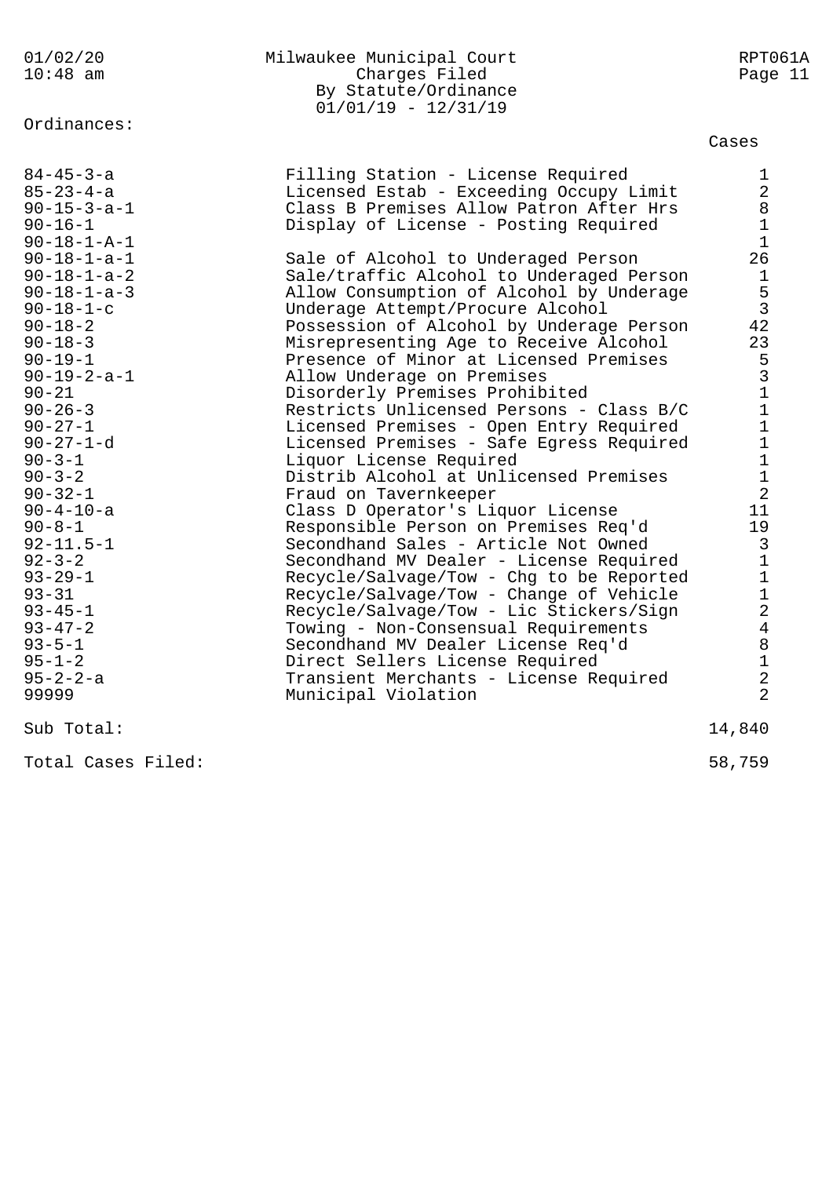Milwaukee Municipal Court
Charges Filed
By Statute/Ordinance
01/01/19 - 12/31/19

Ordinances:

| Ordinance | Description | Cases |
|---|---|---|
| 84-45-3-a | Filling Station - License Required | 1 |
| 85-23-4-a | Licensed Estab - Exceeding Occupy Limit | 2 |
| 90-15-3-a-1 | Class B Premises Allow Patron After Hrs | 8 |
| 90-16-1 | Display of License - Posting Required | 1 |
| 90-18-1-A-1 | | 1 |
| 90-18-1-a-1 | Sale of Alcohol to Underaged Person | 26 |
| 90-18-1-a-2 | Sale/traffic Alcohol to Underaged Person | 1 |
| 90-18-1-a-3 | Allow Consumption of Alcohol by Underage | 5 |
| 90-18-1-c | Underage Attempt/Procure Alcohol | 3 |
| 90-18-2 | Possession of Alcohol by Underage Person | 42 |
| 90-18-3 | Misrepresenting Age to Receive Alcohol | 23 |
| 90-19-1 | Presence of Minor at Licensed Premises | 5 |
| 90-19-2-a-1 | Allow Underage on Premises | 3 |
| 90-21 | Disorderly Premises Prohibited | 1 |
| 90-26-3 | Restricts Unlicensed Persons - Class B/C | 1 |
| 90-27-1 | Licensed Premises - Open Entry Required | 1 |
| 90-27-1-d | Licensed Premises - Safe Egress Required | 1 |
| 90-3-1 | Liquor License Required | 1 |
| 90-3-2 | Distrib Alcohol at Unlicensed Premises | 1 |
| 90-32-1 | Fraud on Tavernkeeper | 2 |
| 90-4-10-a | Class D Operator's Liquor License | 11 |
| 90-8-1 | Responsible Person on Premises Req'd | 19 |
| 92-11.5-1 | Secondhand Sales - Article Not Owned | 3 |
| 92-3-2 | Secondhand MV Dealer - License Required | 1 |
| 93-29-1 | Recycle/Salvage/Tow - Chg to be Reported | 1 |
| 93-31 | Recycle/Salvage/Tow - Change of Vehicle | 1 |
| 93-45-1 | Recycle/Salvage/Tow - Lic Stickers/Sign | 2 |
| 93-47-2 | Towing - Non-Consensual Requirements | 4 |
| 93-5-1 | Secondhand MV Dealer License Req'd | 8 |
| 95-1-2 | Direct Sellers License Required | 1 |
| 95-2-2-a | Transient Merchants - License Required | 2 |
| 99999 | Municipal Violation | 2 |
| Sub Total: | | 14,840 |
| Total Cases Filed: | | 58,759 |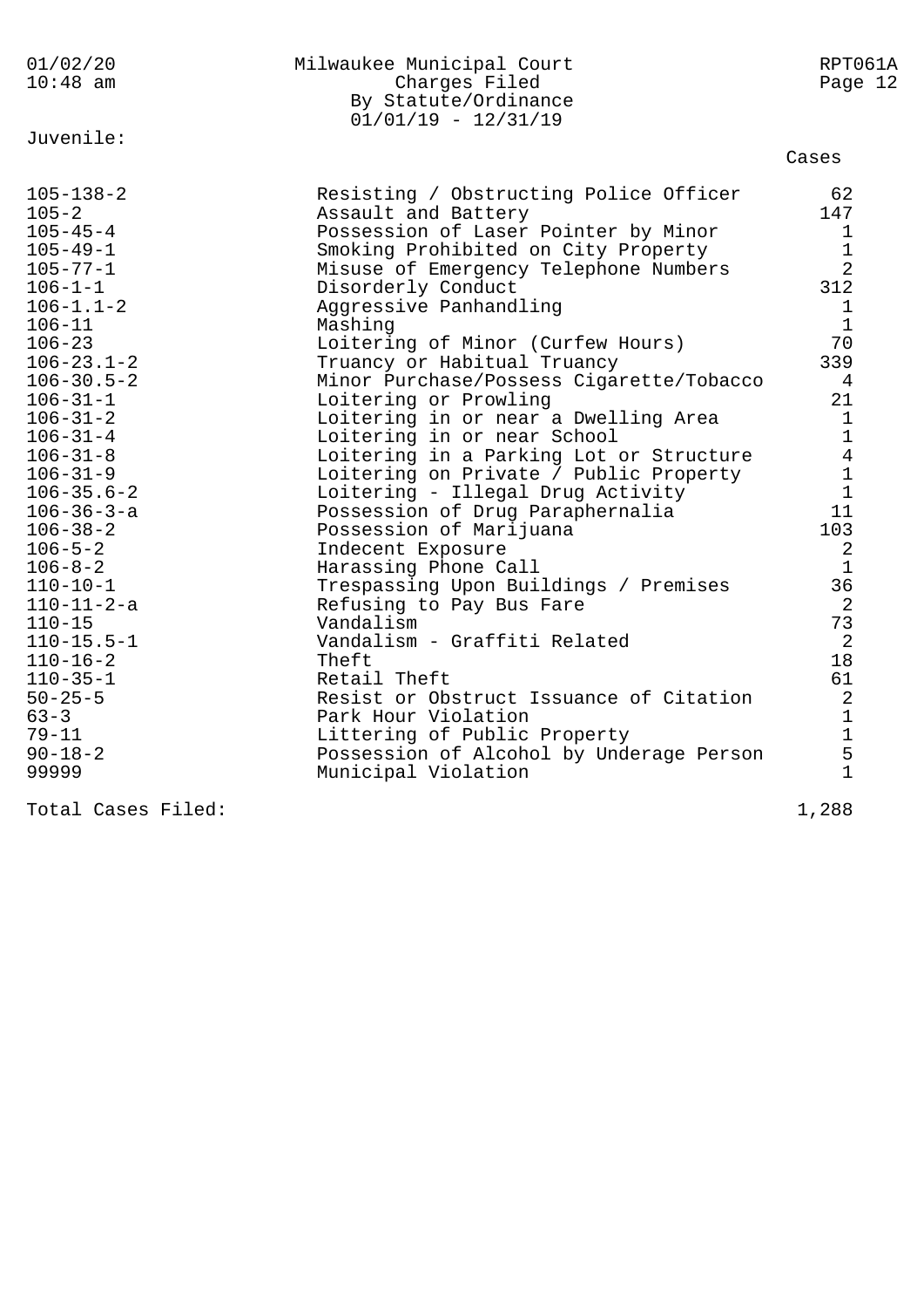01/02/20
10:48 am

Milwaukee Municipal Court
Charges Filed
By Statute/Ordinance
01/01/19 - 12/31/19

RPT061A

Juvenile:

| | | Cases |
|---|---|---|
| 105-138-2 | Resisting / Obstructing Police Officer | 62 |
| 105-2 | Assault and Battery | 147 |
| 105-45-4 | Possession of Laser Pointer by Minor | 1 |
| 105-49-1 | Smoking Prohibited on City Property | 1 |
| 105-77-1 | Misuse of Emergency Telephone Numbers | 2 |
| 106-1-1 | Disorderly Conduct | 312 |
| 106-1.1-2 | Aggressive Panhandling | 1 |
| 106-11 | Mashing | 1 |
| 106-23 | Loitering of Minor (Curfew Hours) | 70 |
| 106-23.1-2 | Truancy or Habitual Truancy | 339 |
| 106-30.5-2 | Minor Purchase/Possess Cigarette/Tobacco | 4 |
| 106-31-1 | Loitering or Prowling | 21 |
| 106-31-2 | Loitering in or near a Dwelling Area | 1 |
| 106-31-4 | Loitering in or near School | 1 |
| 106-31-8 | Loitering in a Parking Lot or Structure | 4 |
| 106-31-9 | Loitering on Private / Public Property | 1 |
| 106-35.6-2 | Loitering - Illegal Drug Activity | 1 |
| 106-36-3-a | Possession of Drug Paraphernalia | 11 |
| 106-38-2 | Possession of Marijuana | 103 |
| 106-5-2 | Indecent Exposure | 2 |
| 106-8-2 | Harassing Phone Call | 1 |
| 110-10-1 | Trespassing Upon Buildings / Premises | 36 |
| 110-11-2-a | Refusing to Pay Bus Fare | 2 |
| 110-15 | Vandalism | 73 |
| 110-15.5-1 | Vandalism - Graffiti Related | 2 |
| 110-16-2 | Theft | 18 |
| 110-35-1 | Retail Theft | 61 |
| 50-25-5 | Resist or Obstruct Issuance of Citation | 2 |
| 63-3 | Park Hour Violation | 1 |
| 79-11 | Littering of Public Property | 1 |
| 90-18-2 | Possession of Alcohol by Underage Person | 5 |
| 99999 | Municipal Violation | 1 |
| Total Cases Filed: | | 1,288 |